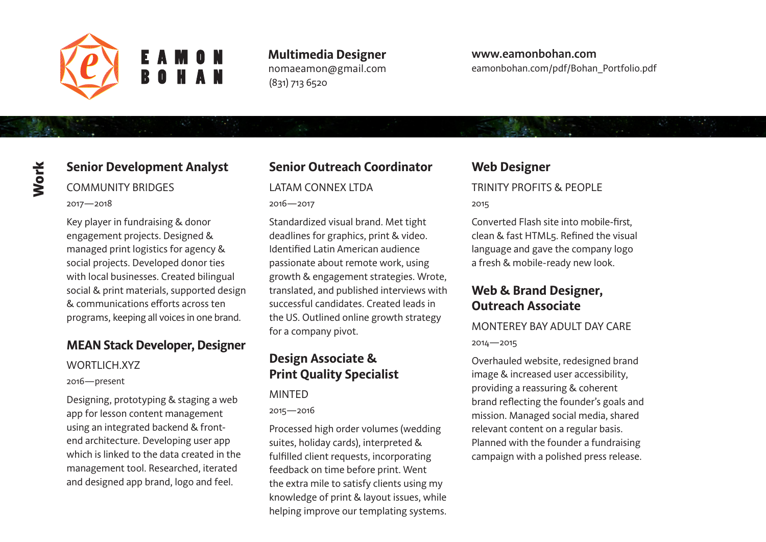# EAMON BOHAN

**Multimedia Designer**
nomaeamon@gmail.com
(831) 713 6520

**www.eamonbohan.com**
eamonbohan.com/pdf/Bohan_Portfolio.pdf

## Work

### Senior Development Analyst

COMMUNITY BRIDGES

2017—2018

Key player in fundraising & donor engagement projects. Designed & managed print logistics for agency & social projects. Developed donor ties with local businesses. Created bilingual social & print materials, supported design & communications efforts across ten programs, keeping all voices in one brand.

### MEAN Stack Developer, Designer

WORTLICH.XYZ

2016—present

Designing, prototyping & staging a web app for lesson content management using an integrated backend & front-end architecture. Developing user app which is linked to the data created in the management tool. Researched, iterated and designed app brand, logo and feel.

### Senior Outreach Coordinator

LATAM CONNEX LTDA

2016—2017

Standardized visual brand. Met tight deadlines for graphics, print & video. Identified Latin American audience passionate about remote work, using growth & engagement strategies. Wrote, translated, and published interviews with successful candidates. Created leads in the US. Outlined online growth strategy for a company pivot.

### Design Associate & Print Quality Specialist

MINTED

2015—2016

Processed high order volumes (wedding suites, holiday cards), interpreted & fulfilled client requests, incorporating feedback on time before print. Went the extra mile to satisfy clients using my knowledge of print & layout issues, while helping improve our templating systems.

### Web Designer

TRINITY PROFITS & PEOPLE

2015

Converted Flash site into mobile-first, clean & fast HTML5. Refined the visual language and gave the company logo a fresh & mobile-ready new look.

### Web & Brand Designer, Outreach Associate

MONTEREY BAY ADULT DAY CARE

2014—2015

Overhauled website, redesigned brand image & increased user accessibility, providing a reassuring & coherent brand reflecting the founder's goals and mission. Managed social media, shared relevant content on a regular basis. Planned with the founder a fundraising campaign with a polished press release.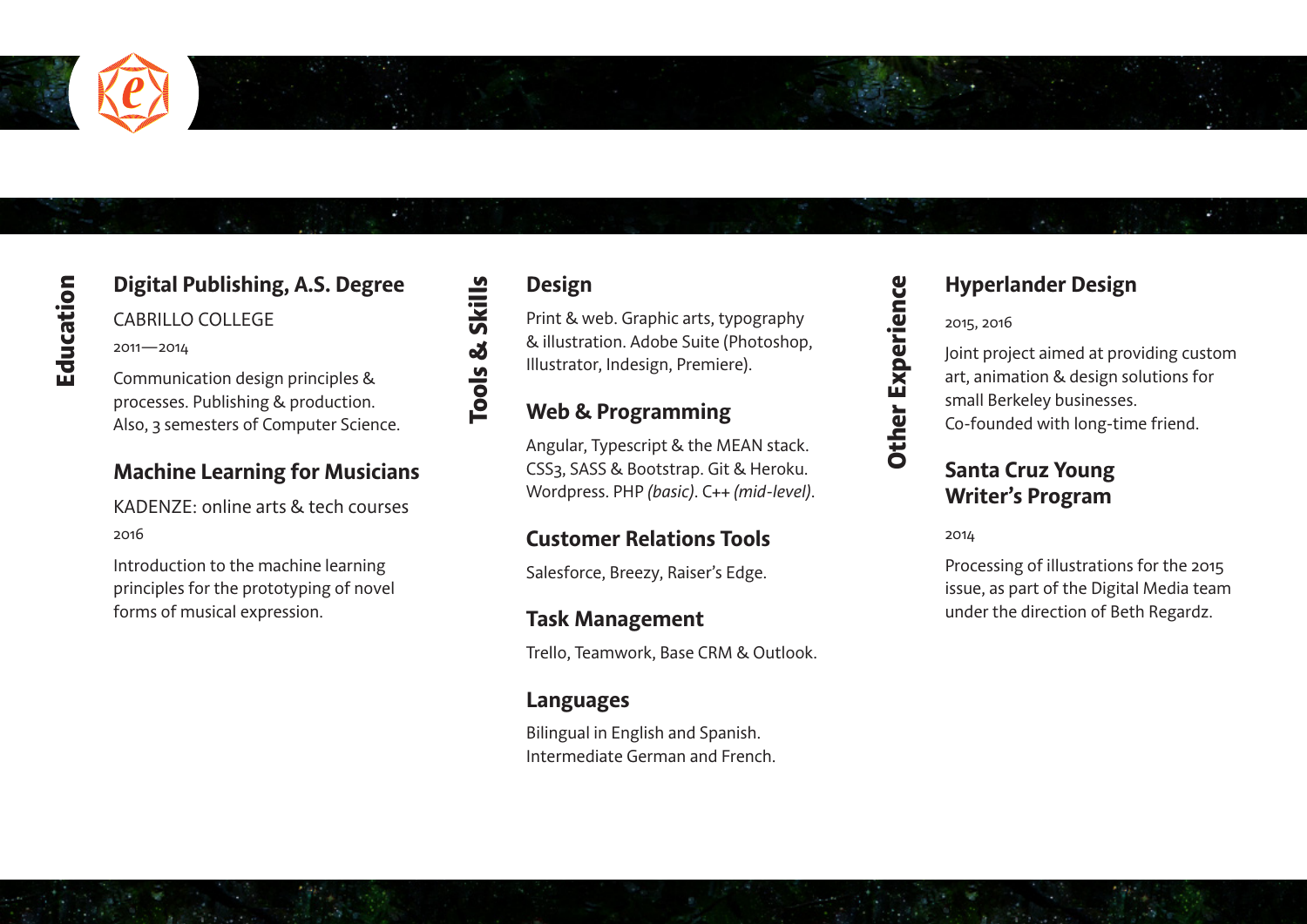## Education

### Digital Publishing, A.S. Degree

CABRILLO COLLEGE

2011—2014

Communication design principles & processes. Publishing & production. Also, 3 semesters of Computer Science.

### Machine Learning for Musicians

KADENZE: online arts & tech courses

2016

Introduction to the machine learning principles for the prototyping of novel forms of musical expression.

## Tools & Skills

### Design

Print & web. Graphic arts, typography & illustration. Adobe Suite (Photoshop, Illustrator, Indesign, Premiere).

### Web & Programming

Angular, Typescript & the MEAN stack. CSS3, SASS & Bootstrap. Git & Heroku. Wordpress. PHP *(basic)*. C++ *(mid-level)*.

### Customer Relations Tools

Salesforce, Breezy, Raiser's Edge.

### Task Management

Trello, Teamwork, Base CRM & Outlook.

### Languages

Bilingual in English and Spanish.
Intermediate German and French.

## Other Experience

### Hyperlander Design

2015, 2016

Joint project aimed at providing custom art, animation & design solutions for small Berkeley businesses.
Co-founded with long-time friend.

### Santa Cruz Young Writer's Program

2014

Processing of illustrations for the 2015 issue, as part of the Digital Media team under the direction of Beth Regardz.